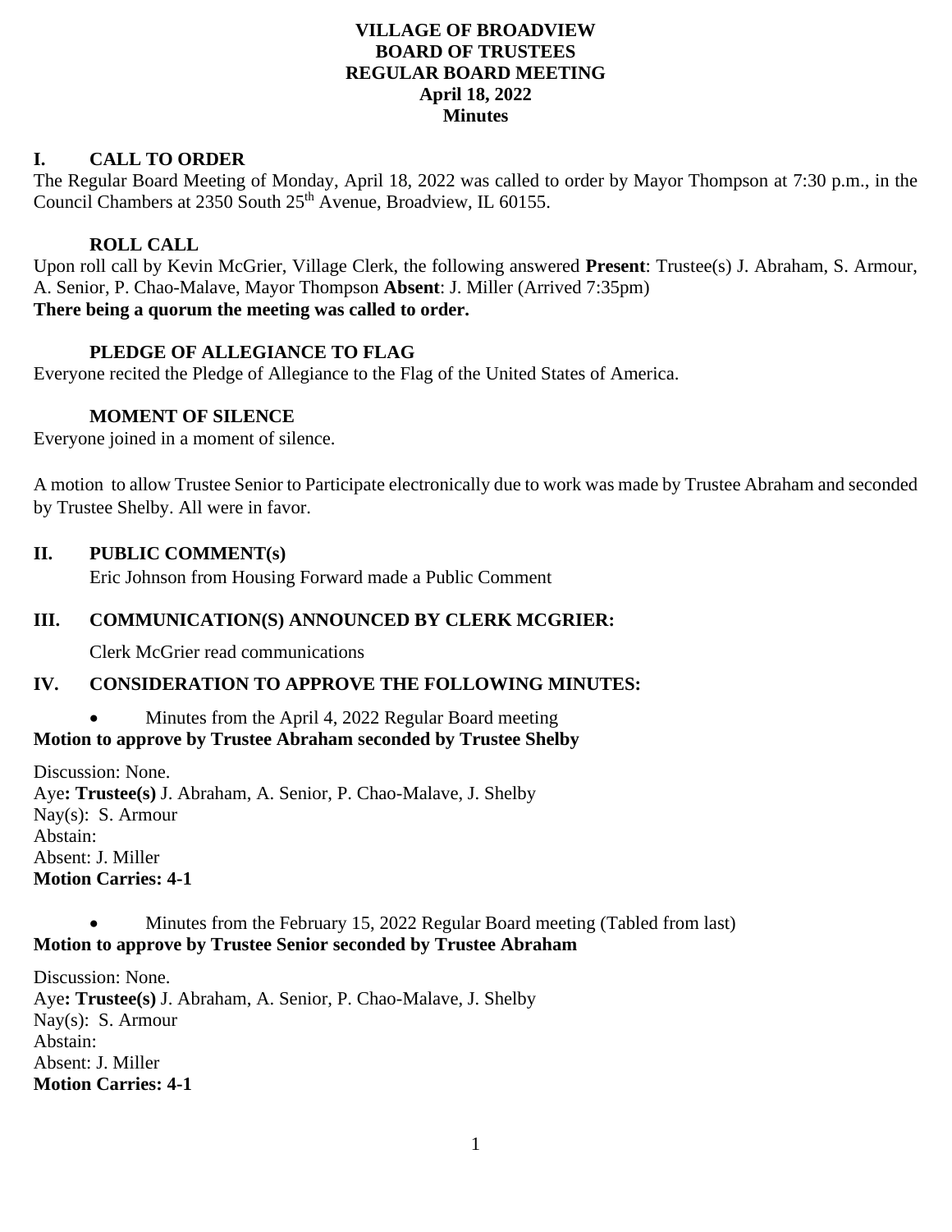**VILLAGE OF BROADVIEW**
**BOARD OF TRUSTEES**
**REGULAR BOARD MEETING**
**April 18, 2022**
**Minutes**

## I. CALL TO ORDER

The Regular Board Meeting of Monday, April 18, 2022 was called to order by Mayor Thompson at 7:30 p.m., in the Council Chambers at 2350 South 25th Avenue, Broadview, IL 60155.

### ROLL CALL

Upon roll call by Kevin McGrier, Village Clerk, the following answered **Present**: Trustee(s) J. Abraham, S. Armour, A. Senior, P. Chao-Malave, Mayor Thompson **Absent**: J. Miller (Arrived 7:35pm)
**There being a quorum the meeting was called to order.**

### PLEDGE OF ALLEGIANCE TO FLAG

Everyone recited the Pledge of Allegiance to the Flag of the United States of America.

### MOMENT OF SILENCE

Everyone joined in a moment of silence.

A motion to allow Trustee Senior to Participate electronically due to work was made by Trustee Abraham and seconded by Trustee Shelby. All were in favor.

## II. PUBLIC COMMENT(s)

Eric Johnson from Housing Forward made a Public Comment

## III. COMMUNICATION(S) ANNOUNCED BY CLERK MCGRIER:

Clerk McGrier read communications

## IV. CONSIDERATION TO APPROVE THE FOLLOWING MINUTES:

- Minutes from the April 4, 2022 Regular Board meeting

**Motion to approve by Trustee Abraham seconded by Trustee Shelby**

Discussion: None.
Aye**: Trustee(s)** J. Abraham, A. Senior, P. Chao-Malave, J. Shelby
Nay(s): S. Armour
Abstain:
Absent: J. Miller
**Motion Carries: 4-1**

- Minutes from the February 15, 2022 Regular Board meeting (Tabled from last)

**Motion to approve by Trustee Senior seconded by Trustee Abraham**

Discussion: None.
Aye**: Trustee(s)** J. Abraham, A. Senior, P. Chao-Malave, J. Shelby
Nay(s): S. Armour
Abstain:
Absent: J. Miller
**Motion Carries: 4-1**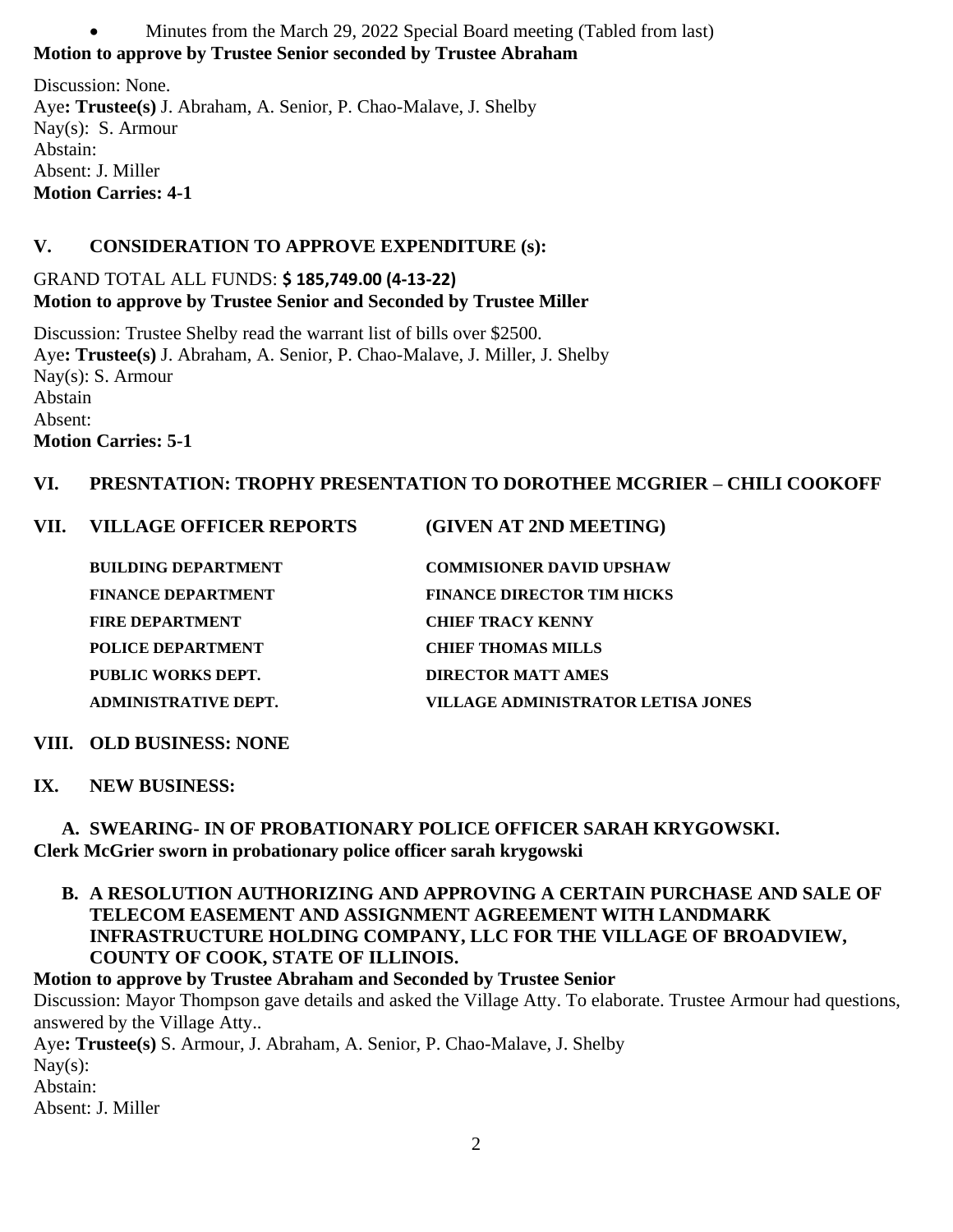- Minutes from the March 29, 2022 Special Board meeting (Tabled from last)

**Motion to approve by Trustee Senior seconded by Trustee Abraham**

Discussion: None.
Aye**: Trustee(s)** J. Abraham, A. Senior, P. Chao-Malave, J. Shelby
Nay(s): S. Armour
Abstain:
Absent: J. Miller
**Motion Carries: 4-1**

## V. CONSIDERATION TO APPROVE EXPENDITURE (s):

GRAND TOTAL ALL FUNDS: **$ 185,749.00 (4-13-22)**
**Motion to approve by Trustee Senior and Seconded by Trustee Miller**

Discussion: Trustee Shelby read the warrant list of bills over $2500.
Aye**: Trustee(s)** J. Abraham, A. Senior, P. Chao-Malave, J. Miller, J. Shelby
Nay(s): S. Armour
Abstain
Absent:
**Motion Carries: 5-1**

## VI. PRESNTATION: TROPHY PRESENTATION TO DOROTHEE MCGRIER – CHILI COOKOFF

## VII. VILLAGE OFFICER REPORTS (GIVEN AT 2ND MEETING)

| | |
|---|---|
| **BUILDING DEPARTMENT** | **COMMISIONER DAVID UPSHAW** |
| **FINANCE DEPARTMENT** | **FINANCE DIRECTOR TIM HICKS** |
| **FIRE DEPARTMENT** | **CHIEF TRACY KENNY** |
| **POLICE DEPARTMENT** | **CHIEF THOMAS MILLS** |
| **PUBLIC WORKS DEPT.** | **DIRECTOR MATT AMES** |
| **ADMINISTRATIVE DEPT.** | **VILLAGE ADMINISTRATOR LETISA JONES** |

## VIII. OLD BUSINESS: NONE

## IX. NEW BUSINESS:

### A. SWEARING- IN OF PROBATIONARY POLICE OFFICER SARAH KRYGOWSKI.

**Clerk McGrier sworn in probationary police officer sarah krygowski**

### B. A RESOLUTION AUTHORIZING AND APPROVING A CERTAIN PURCHASE AND SALE OF TELECOM EASEMENT AND ASSIGNMENT AGREEMENT WITH LANDMARK INFRASTRUCTURE HOLDING COMPANY, LLC FOR THE VILLAGE OF BROADVIEW, COUNTY OF COOK, STATE OF ILLINOIS.

**Motion to approve by Trustee Abraham and Seconded by Trustee Senior**
Discussion: Mayor Thompson gave details and asked the Village Atty. To elaborate. Trustee Armour had questions, answered by the Village Atty..
Aye**: Trustee(s)** S. Armour, J. Abraham, A. Senior, P. Chao-Malave, J. Shelby
Nay(s):
Abstain:
Absent: J. Miller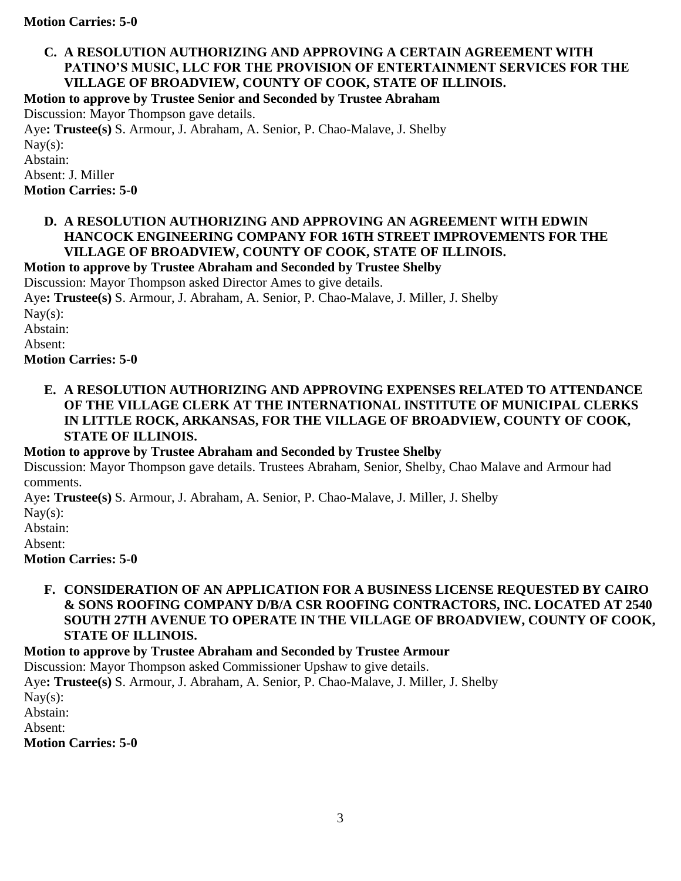**Motion Carries: 5-0**

**C. A RESOLUTION AUTHORIZING AND APPROVING A CERTAIN AGREEMENT WITH PATINO'S MUSIC, LLC FOR THE PROVISION OF ENTERTAINMENT SERVICES FOR THE VILLAGE OF BROADVIEW, COUNTY OF COOK, STATE OF ILLINOIS.**

**Motion to approve by Trustee Senior and Seconded by Trustee Abraham**

Discussion: Mayor Thompson gave details.

Aye**: Trustee(s)** S. Armour, J. Abraham, A. Senior, P. Chao-Malave, J. Shelby

Nay(s):

Abstain:

Absent: J. Miller

**Motion Carries: 5-0**

**D. A RESOLUTION AUTHORIZING AND APPROVING AN AGREEMENT WITH EDWIN HANCOCK ENGINEERING COMPANY FOR 16TH STREET IMPROVEMENTS FOR THE VILLAGE OF BROADVIEW, COUNTY OF COOK, STATE OF ILLINOIS.**

**Motion to approve by Trustee Abraham and Seconded by Trustee Shelby**

Discussion: Mayor Thompson asked Director Ames to give details.

Aye**: Trustee(s)** S. Armour, J. Abraham, A. Senior, P. Chao-Malave, J. Miller, J. Shelby

Nay(s):

Abstain:

Absent:

**Motion Carries: 5-0**

**E. A RESOLUTION AUTHORIZING AND APPROVING EXPENSES RELATED TO ATTENDANCE OF THE VILLAGE CLERK AT THE INTERNATIONAL INSTITUTE OF MUNICIPAL CLERKS IN LITTLE ROCK, ARKANSAS, FOR THE VILLAGE OF BROADVIEW, COUNTY OF COOK, STATE OF ILLINOIS.**

**Motion to approve by Trustee Abraham and Seconded by Trustee Shelby**

Discussion: Mayor Thompson gave details. Trustees Abraham, Senior, Shelby, Chao Malave and Armour had comments.

Aye**: Trustee(s)** S. Armour, J. Abraham, A. Senior, P. Chao-Malave, J. Miller, J. Shelby

Nay(s):

Abstain:

Absent:

**Motion Carries: 5-0**

**F. CONSIDERATION OF AN APPLICATION FOR A BUSINESS LICENSE REQUESTED BY CAIRO & SONS ROOFING COMPANY D/B/A CSR ROOFING CONTRACTORS, INC. LOCATED AT 2540 SOUTH 27TH AVENUE TO OPERATE IN THE VILLAGE OF BROADVIEW, COUNTY OF COOK, STATE OF ILLINOIS.**

**Motion to approve by Trustee Abraham and Seconded by Trustee Armour**

Discussion: Mayor Thompson asked Commissioner Upshaw to give details.

Aye**: Trustee(s)** S. Armour, J. Abraham, A. Senior, P. Chao-Malave, J. Miller, J. Shelby

Nay(s):

Abstain:

Absent:

**Motion Carries: 5-0**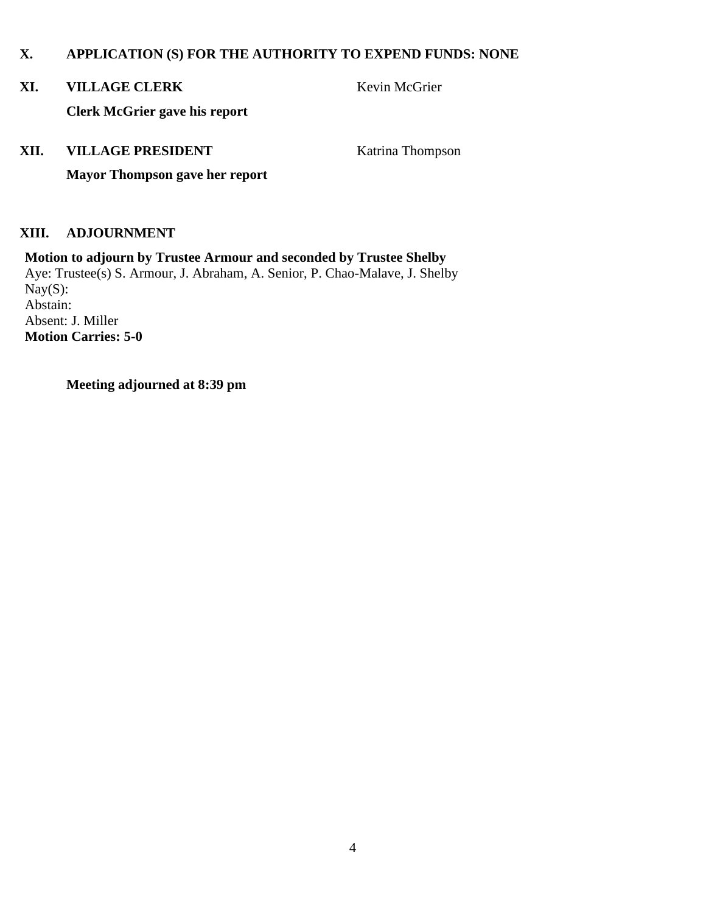**X. APPLICATION (S) FOR THE AUTHORITY TO EXPEND FUNDS: NONE**

**XI. VILLAGE CLERK** Kevin McGrier

**Clerk McGrier gave his report**

**XII. VILLAGE PRESIDENT** Katrina Thompson

**Mayor Thompson gave her report**

**XIII. ADJOURNMENT**

**Motion to adjourn by Trustee Armour and seconded by Trustee Shelby**
Aye: Trustee(s) S. Armour, J. Abraham, A. Senior, P. Chao-Malave, J. Shelby
Nay(S):
Abstain:
Absent: J. Miller
**Motion Carries: 5-0**

**Meeting adjourned at 8:39 pm**